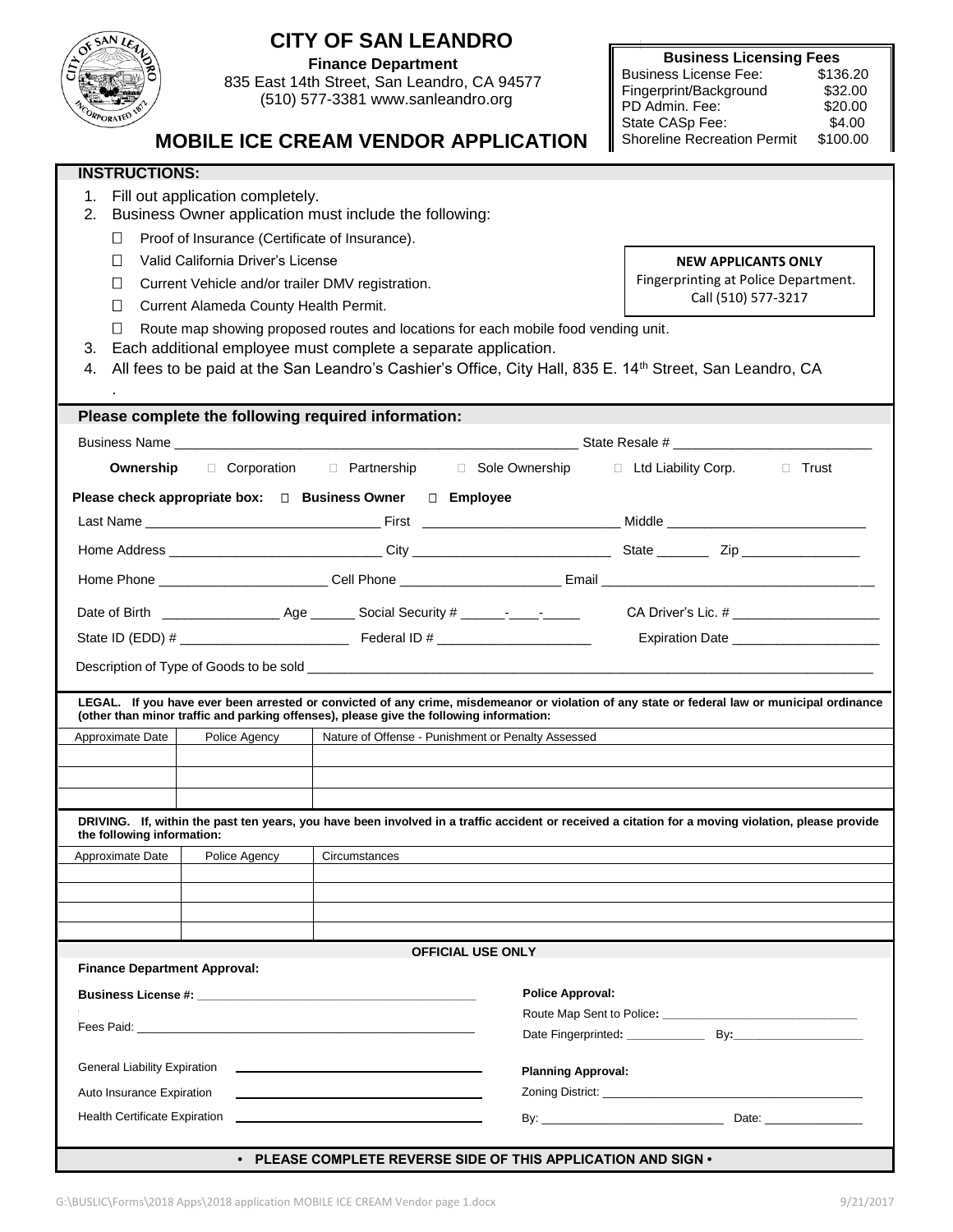# CITY OF SAN LEANDRO

**Finance Department**
835 East 14th Street, San Leandro, CA 94577
(510) 577-3381 www.sanleandro.org

## MOBILE ICE CREAM VENDOR APPLICATION

| Business Licensing Fees | |
|---|---|
| Business License Fee: | $136.20 |
| Fingerprint/Background | $32.00 |
| PD Admin. Fee: | $20.00 |
| State CASp Fee: | $4.00 |
| Shoreline Recreation Permit | $100.00 |

### INSTRUCTIONS:

1. Fill out application completely.
2. Business Owner application must include the following:
   - ☐ Proof of Insurance (Certificate of Insurance).
   - ☐ Valid California Driver's License
   - ☐ Current Vehicle and/or trailer DMV registration.
   - ☐ Current Alameda County Health Permit.
   - ☐ Route map showing proposed routes and locations for each mobile food vending unit.
3. Each additional employee must complete a separate application.
4. All fees to be paid at the San Leandro's Cashier's Office, City Hall, 835 E. 14th Street, San Leandro, CA .

**NEW APPLICANTS ONLY**
Fingerprinting at Police Department.
Call (510) 577-3217

### Please complete the following required information:

Business Name ______________________________ State Resale # ______________________

**Ownership** ☐ Corporation ☐ Partnership ☐ Sole Ownership ☐ Ltd Liability Corp. ☐ Trust

**Please check appropriate box: ☐ Business Owner ☐ Employee**

Last Name ______________________ First ______________________ Middle ______________________

Home Address ______________________ City ______________________ State _______ Zip ______________

Home Phone ______________________ Cell Phone ______________________ Email ______________________

Date of Birth ______________ Age ______ Social Security # ______-____-_____ CA Driver's Lic. # ______________

State ID (EDD) # ______________________ Federal ID # ______________________ Expiration Date ______________

Description of Type of Goods to be sold ____________________________________________

**LEGAL. If you have ever been arrested or convicted of any crime, misdemeanor or violation of any state or federal law or municipal ordinance (other than minor traffic and parking offenses), please give the following information:**

| Approximate Date | Police Agency | Nature of Offense - Punishment or Penalty Assessed |
|---|---|---|
| | | |
| | | |
| | | |

**DRIVING. If, within the past ten years, you have been involved in a traffic accident or received a citation for a moving violation, please provide the following information:**

| Approximate Date | Police Agency | Circumstances |
|---|---|---|
| | | |
| | | |
| | | |
| | | |

### OFFICIAL USE ONLY

**Finance Department Approval:**

**Business License #:** ______________________________

Fees Paid: ______________________________

General Liability Expiration ______________________

Auto Insurance Expiration ______________________

Health Certificate Expiration ______________________

**Police Approval:**

Route Map Sent to Police**:** ______________________

Date Fingerprinted**:** ____________ By**:** ______________

**Planning Approval:**

Zoning District: ______________________

By: ______________________ Date: ______________

**• PLEASE COMPLETE REVERSE SIDE OF THIS APPLICATION AND SIGN •**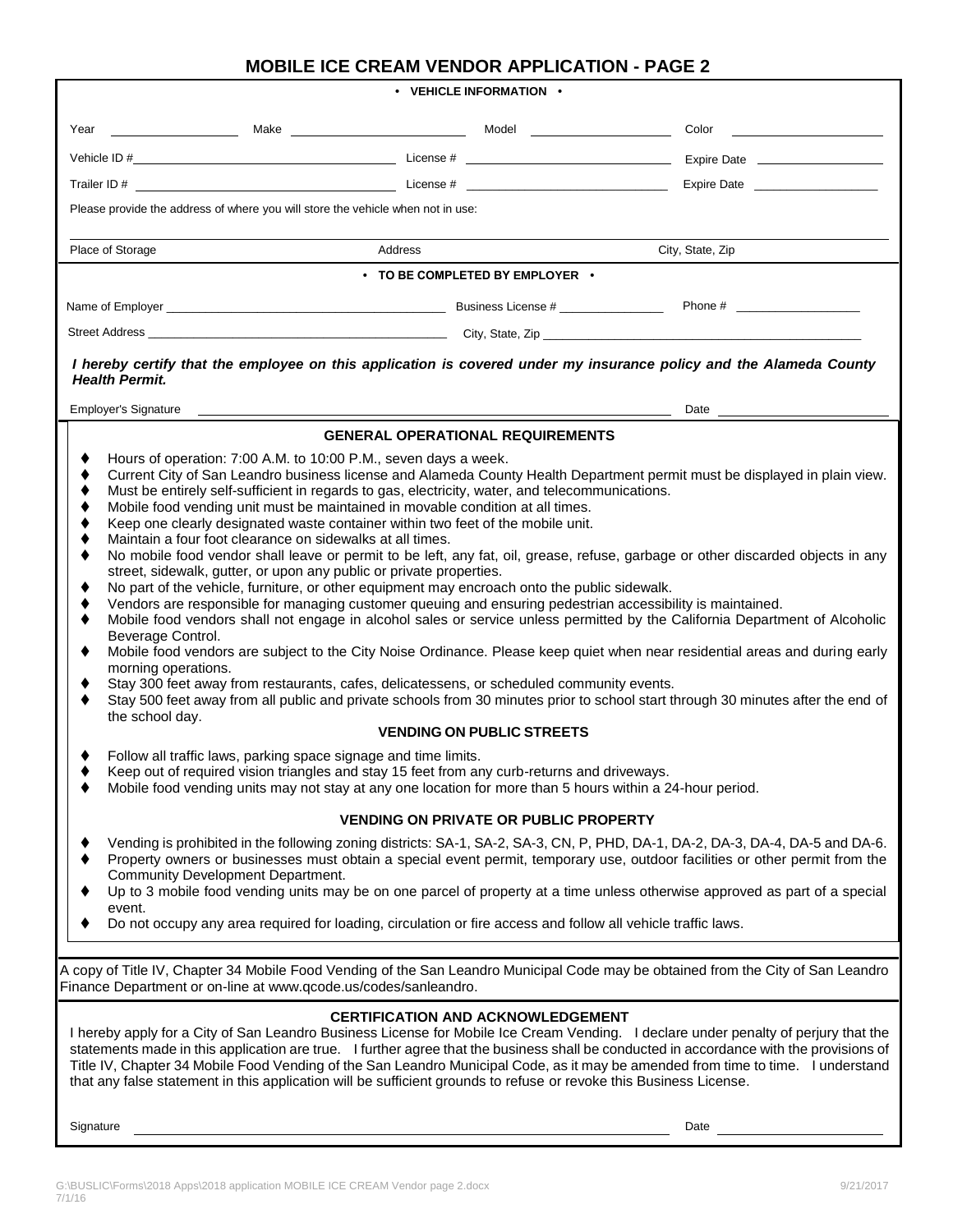# MOBILE ICE CREAM VENDOR APPLICATION - PAGE 2

**• VEHICLE INFORMATION •**

Year ____________ Make ____________ Model ____________ Color ____________

Vehicle ID # ____________ License # ____________ Expire Date ____________

Trailer ID # ____________ License # ____________ Expire Date ____________

Please provide the address of where you will store the vehicle when not in use:

Place of Storage ____________ Address ____________ City, State, Zip ____________

**• TO BE COMPLETED BY EMPLOYER •**

Name of Employer ____________ Business License # ____________ Phone # ____________

Street Address ____________ City, State, Zip ____________

***I hereby certify that the employee on this application is covered under my insurance policy and the Alameda County Health Permit.***

Employer's Signature ____________ Date ____________

### GENERAL OPERATIONAL REQUIREMENTS

- Hours of operation: 7:00 A.M. to 10:00 P.M., seven days a week.
- Current City of San Leandro business license and Alameda County Health Department permit must be displayed in plain view.
- Must be entirely self-sufficient in regards to gas, electricity, water, and telecommunications.
- Mobile food vending unit must be maintained in movable condition at all times.
- Keep one clearly designated waste container within two feet of the mobile unit.
- Maintain a four foot clearance on sidewalks at all times.
- No mobile food vendor shall leave or permit to be left, any fat, oil, grease, refuse, garbage or other discarded objects in any street, sidewalk, gutter, or upon any public or private properties.
- No part of the vehicle, furniture, or other equipment may encroach onto the public sidewalk.
- Vendors are responsible for managing customer queuing and ensuring pedestrian accessibility is maintained.
- Mobile food vendors shall not engage in alcohol sales or service unless permitted by the California Department of Alcoholic Beverage Control.
- Mobile food vendors are subject to the City Noise Ordinance. Please keep quiet when near residential areas and during early morning operations.
- Stay 300 feet away from restaurants, cafes, delicatessens, or scheduled community events.
- Stay 500 feet away from all public and private schools from 30 minutes prior to school start through 30 minutes after the end of the school day.

### VENDING ON PUBLIC STREETS

- Follow all traffic laws, parking space signage and time limits.
- Keep out of required vision triangles and stay 15 feet from any curb-returns and driveways.
- Mobile food vending units may not stay at any one location for more than 5 hours within a 24-hour period.

### VENDING ON PRIVATE OR PUBLIC PROPERTY

- Vending is prohibited in the following zoning districts: SA-1, SA-2, SA-3, CN, P, PHD, DA-1, DA-2, DA-3, DA-4, DA-5 and DA-6.
- Property owners or businesses must obtain a special event permit, temporary use, outdoor facilities or other permit from the Community Development Department.
- Up to 3 mobile food vending units may be on one parcel of property at a time unless otherwise approved as part of a special event.
- Do not occupy any area required for loading, circulation or fire access and follow all vehicle traffic laws.

A copy of Title IV, Chapter 34 Mobile Food Vending of the San Leandro Municipal Code may be obtained from the City of San Leandro Finance Department or on-line at www.qcode.us/codes/sanleandro.

### CERTIFICATION AND ACKNOWLEDGEMENT

I hereby apply for a City of San Leandro Business License for Mobile Ice Cream Vending. I declare under penalty of perjury that the statements made in this application are true. I further agree that the business shall be conducted in accordance with the provisions of Title IV, Chapter 34 Mobile Food Vending of the San Leandro Municipal Code, as it may be amended from time to time. I understand that any false statement in this application will be sufficient grounds to refuse or revoke this Business License.

Signature ____________ Date ____________